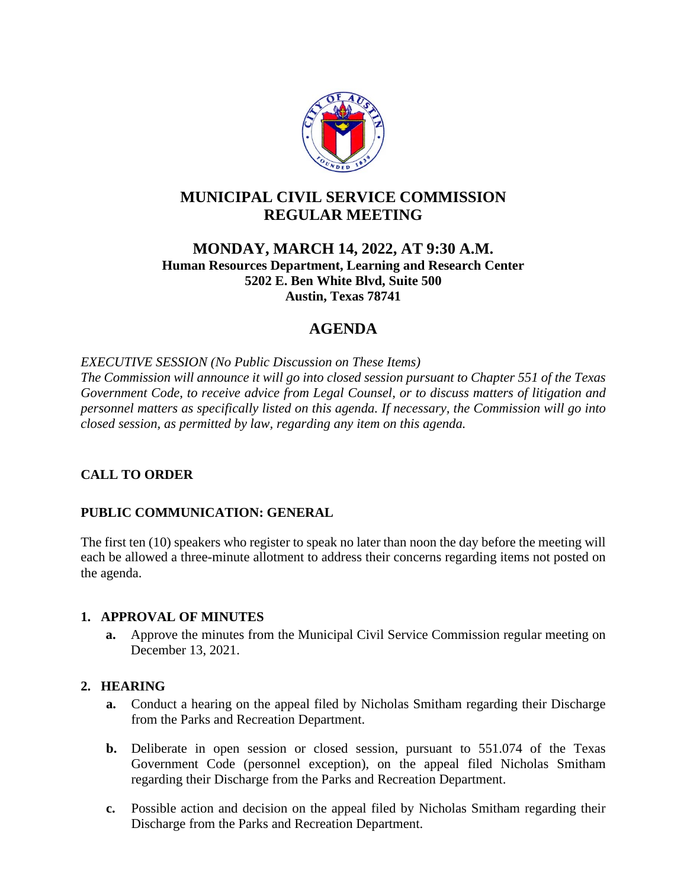# MUNICIPAL CIVIL SERVICE COMMISSION
# REGULAR MEETING

## MONDAY, MARCH 14, 2022, AT 9:30 A.M.

**Human Resources Department, Learning and Research Center**
**5202 E. Ben White Blvd, Suite 500**
**Austin, Texas 78741**

## AGENDA

*EXECUTIVE SESSION (No Public Discussion on These Items)*
*The Commission will announce it will go into closed session pursuant to Chapter 551 of the Texas Government Code, to receive advice from Legal Counsel, or to discuss matters of litigation and personnel matters as specifically listed on this agenda. If necessary, the Commission will go into closed session, as permitted by law, regarding any item on this agenda.*

**CALL TO ORDER**

**PUBLIC COMMUNICATION: GENERAL**

The first ten (10) speakers who register to speak no later than noon the day before the meeting will each be allowed a three-minute allotment to address their concerns regarding items not posted on the agenda.

**1. APPROVAL OF MINUTES**

- **a.** Approve the minutes from the Municipal Civil Service Commission regular meeting on December 13, 2021.

**2. HEARING**

- **a.** Conduct a hearing on the appeal filed by Nicholas Smitham regarding their Discharge from the Parks and Recreation Department.
- **b.** Deliberate in open session or closed session, pursuant to 551.074 of the Texas Government Code (personnel exception), on the appeal filed Nicholas Smitham regarding their Discharge from the Parks and Recreation Department.
- **c.** Possible action and decision on the appeal filed by Nicholas Smitham regarding their Discharge from the Parks and Recreation Department.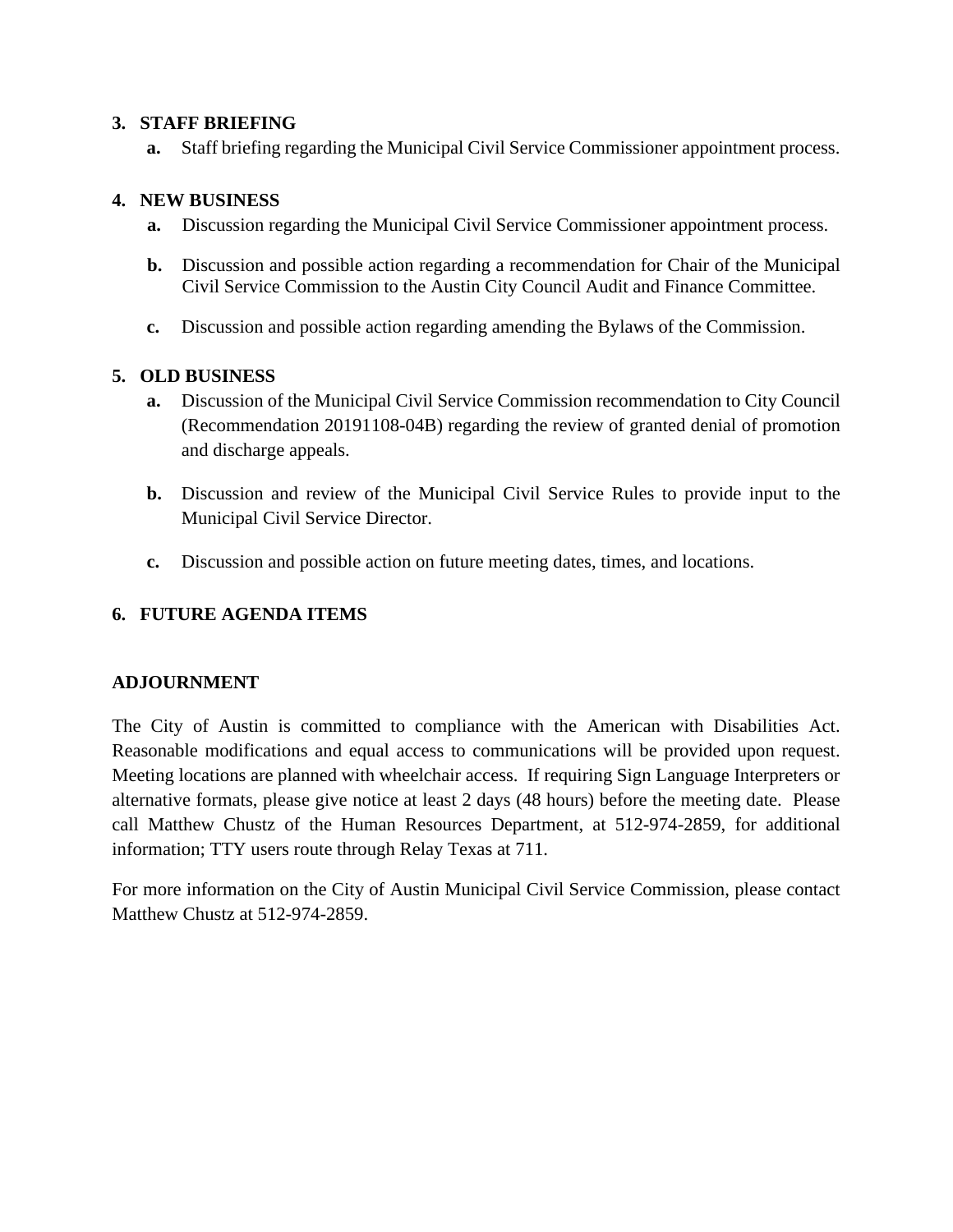**3. STAFF BRIEFING**

**a.** Staff briefing regarding the Municipal Civil Service Commissioner appointment process.

**4. NEW BUSINESS**

**a.** Discussion regarding the Municipal Civil Service Commissioner appointment process.

**b.** Discussion and possible action regarding a recommendation for Chair of the Municipal Civil Service Commission to the Austin City Council Audit and Finance Committee.

**c.** Discussion and possible action regarding amending the Bylaws of the Commission.

**5. OLD BUSINESS**

**a.** Discussion of the Municipal Civil Service Commission recommendation to City Council (Recommendation 20191108-04B) regarding the review of granted denial of promotion and discharge appeals.

**b.** Discussion and review of the Municipal Civil Service Rules to provide input to the Municipal Civil Service Director.

**c.** Discussion and possible action on future meeting dates, times, and locations.

**6. FUTURE AGENDA ITEMS**

**ADJOURNMENT**

The City of Austin is committed to compliance with the American with Disabilities Act. Reasonable modifications and equal access to communications will be provided upon request. Meeting locations are planned with wheelchair access. If requiring Sign Language Interpreters or alternative formats, please give notice at least 2 days (48 hours) before the meeting date. Please call Matthew Chustz of the Human Resources Department, at 512-974-2859, for additional information; TTY users route through Relay Texas at 711.

For more information on the City of Austin Municipal Civil Service Commission, please contact Matthew Chustz at 512-974-2859.